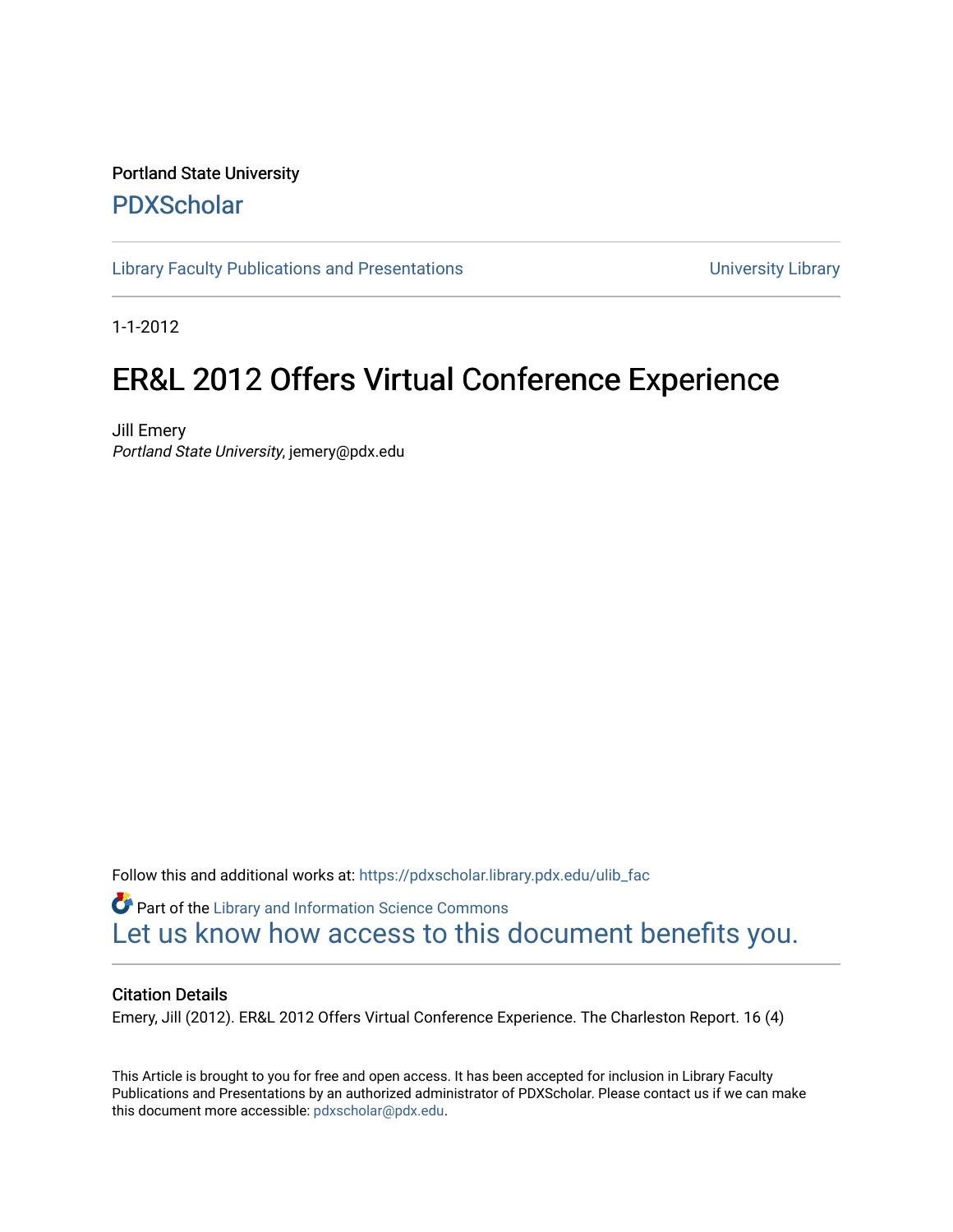Portland State University

# PDXScholar

Library Faculty Publications and Presentations

University Library

1-1-2012

# ER&L 2012 Offers Virtual Conference Experience

Jill Emery
*Portland State University*, jemery@pdx.edu

Follow this and additional works at: https://pdxscholar.library.pdx.edu/ulib_fac

Part of the Library and Information Science Commons

Let us know how access to this document benefits you.

## Citation Details

Emery, Jill (2012). ER&L 2012 Offers Virtual Conference Experience. The Charleston Report. 16 (4)

This Article is brought to you for free and open access. It has been accepted for inclusion in Library Faculty Publications and Presentations by an authorized administrator of PDXScholar. Please contact us if we can make this document more accessible: pdxscholar@pdx.edu.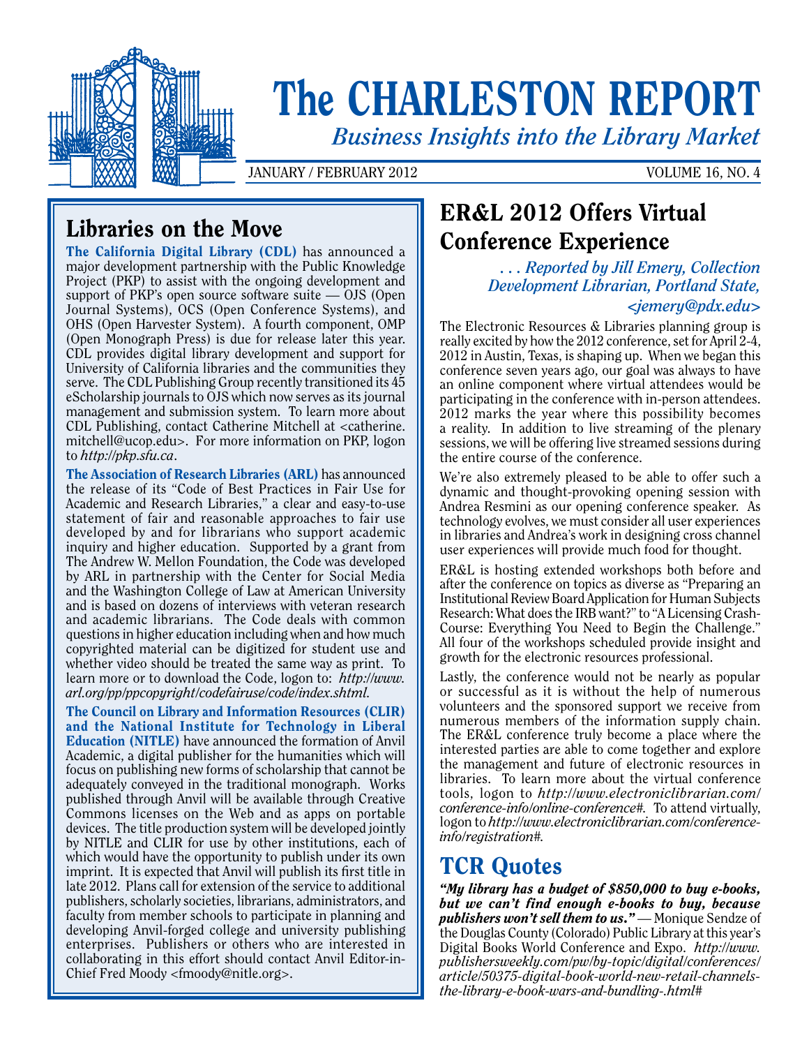# The CHARLESTON REPORT

*Business Insights into the Library Market*

JANUARY / FEBRUARY 2012 VOLUME 16, NO. 4

## Libraries on the Move

**The California Digital Library (CDL)** has announced a major development partnership with the Public Knowledge Project (PKP) to assist with the ongoing development and support of PKP's open source software suite — OJS (Open Journal Systems), OCS (Open Conference Systems), and OHS (Open Harvester System). A fourth component, OMP (Open Monograph Press) is due for release later this year. CDL provides digital library development and support for University of California libraries and the communities they serve. The CDL Publishing Group recently transitioned its 45 eScholarship journals to OJS which now serves as its journal management and submission system. To learn more about CDL Publishing, contact Catherine Mitchell at <catherine.mitchell@ucop.edu>. For more information on PKP, logon to *http://pkp.sfu.ca*.

**The Association of Research Libraries (ARL)** has announced the release of its "Code of Best Practices in Fair Use for Academic and Research Libraries," a clear and easy-to-use statement of fair and reasonable approaches to fair use developed by and for librarians who support academic inquiry and higher education. Supported by a grant from The Andrew W. Mellon Foundation, the Code was developed by ARL in partnership with the Center for Social Media and the Washington College of Law at American University and is based on dozens of interviews with veteran research and academic librarians. The Code deals with common questions in higher education including when and how much copyrighted material can be digitized for student use and whether video should be treated the same way as print. To learn more or to download the Code, logon to: *http://www.arl.org/pp/ppcopyright/codefairuse/code/index.shtml*.

**The Council on Library and Information Resources (CLIR) and the National Institute for Technology in Liberal Education (NITLE)** have announced the formation of Anvil Academic, a digital publisher for the humanities which will focus on publishing new forms of scholarship that cannot be adequately conveyed in the traditional monograph. Works published through Anvil will be available through Creative Commons licenses on the Web and as apps on portable devices. The title production system will be developed jointly by NITLE and CLIR for use by other institutions, each of which would have the opportunity to publish under its own imprint. It is expected that Anvil will publish its first title in late 2012. Plans call for extension of the service to additional publishers, scholarly societies, librarians, administrators, and faculty from member schools to participate in planning and developing Anvil-forged college and university publishing enterprises. Publishers or others who are interested in collaborating in this effort should contact Anvil Editor-in-Chief Fred Moody <fmoody@nitle.org>.

## ER&L 2012 Offers Virtual Conference Experience

*. . . Reported by Jill Emery, Collection Development Librarian, Portland State, <jemery@pdx.edu>*

The Electronic Resources & Libraries planning group is really excited by how the 2012 conference, set for April 2-4, 2012 in Austin, Texas, is shaping up. When we began this conference seven years ago, our goal was always to have an online component where virtual attendees would be participating in the conference with in-person attendees. 2012 marks the year where this possibility becomes a reality. In addition to live streaming of the plenary sessions, we will be offering live streamed sessions during the entire course of the conference.

We're also extremely pleased to be able to offer such a dynamic and thought-provoking opening session with Andrea Resmini as our opening conference speaker. As technology evolves, we must consider all user experiences in libraries and Andrea's work in designing cross channel user experiences will provide much food for thought.

ER&L is hosting extended workshops both before and after the conference on topics as diverse as "Preparing an Institutional Review Board Application for Human Subjects Research: What does the IRB want?" to "A Licensing Crash-Course: Everything You Need to Begin the Challenge." All four of the workshops scheduled provide insight and growth for the electronic resources professional.

Lastly, the conference would not be nearly as popular or successful as it is without the help of numerous volunteers and the sponsored support we receive from numerous members of the information supply chain. The ER&L conference truly become a place where the interested parties are able to come together and explore the management and future of electronic resources in libraries. To learn more about the virtual conference tools, logon to *http://www.electroniclibrarian.com/conference-info/online-conference#*. To attend virtually, logon to *http://www.electroniclibrarian.com/conference-info/registration#*.

## TCR Quotes

***"My library has a budget of $850,000 to buy e-books, but we can't find enough e-books to buy, because publishers won't sell them to us."*** — Monique Sendze of the Douglas County (Colorado) Public Library at this year's Digital Books World Conference and Expo. *http://www.publishersweekly.com/pw/by-topic/digital/conferences/article/50375-digital-book-world-new-retail-channels-the-library-e-book-wars-and-bundling-.html#*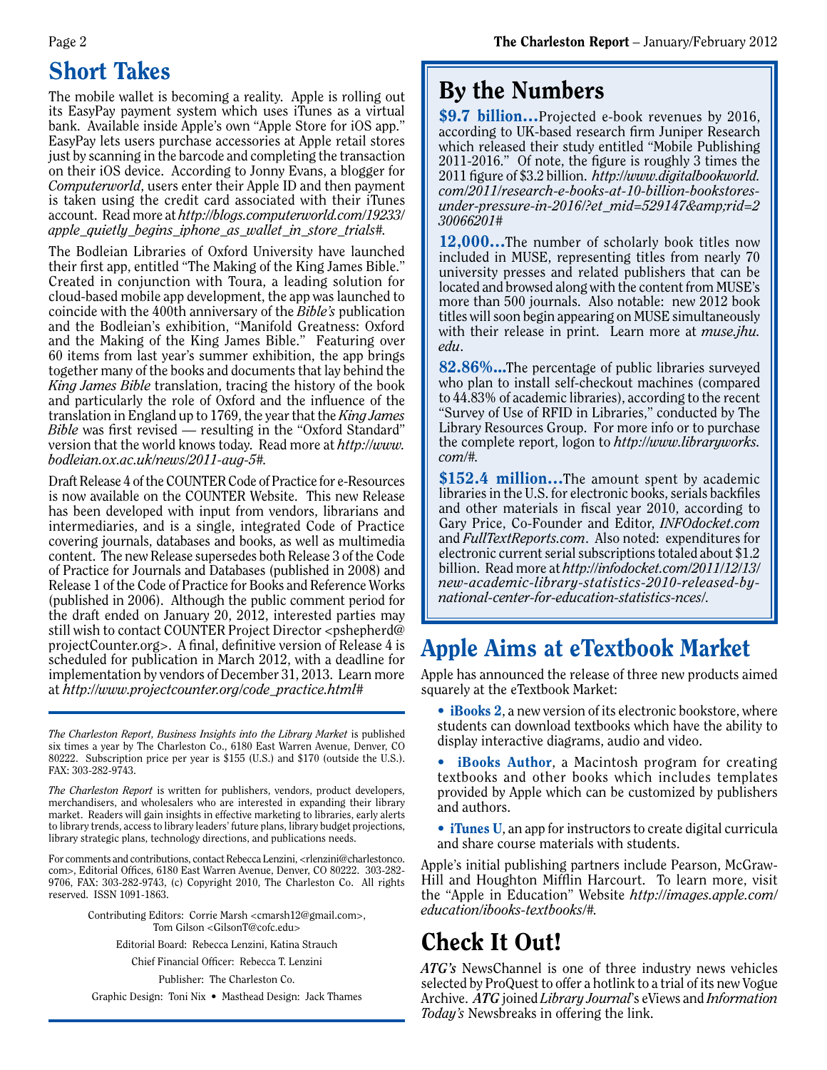## Short Takes

The mobile wallet is becoming a reality. Apple is rolling out its EasyPay payment system which uses iTunes as a virtual bank. Available inside Apple's own "Apple Store for iOS app." EasyPay lets users purchase accessories at Apple retail stores just by scanning in the barcode and completing the transaction on their iOS device. According to Jonny Evans, a blogger for *Computerworld*, users enter their Apple ID and then payment is taken using the credit card associated with their iTunes account. Read more at *http://blogs.computerworld.com/19233/apple_quietly_begins_iphone_as_wallet_in_store_trials#*.

The Bodleian Libraries of Oxford University have launched their first app, entitled "The Making of the King James Bible." Created in conjunction with Toura, a leading solution for cloud-based mobile app development, the app was launched to coincide with the 400th anniversary of the *Bible's* publication and the Bodleian's exhibition, "Manifold Greatness: Oxford and the Making of the King James Bible." Featuring over 60 items from last year's summer exhibition, the app brings together many of the books and documents that lay behind the *King James Bible* translation, tracing the history of the book and particularly the role of Oxford and the influence of the translation in England up to 1769, the year that the *King James Bible* was first revised — resulting in the "Oxford Standard" version that the world knows today. Read more at *http://www.bodleian.ox.ac.uk/news/2011-aug-5#*.

Draft Release 4 of the COUNTER Code of Practice for e-Resources is now available on the COUNTER Website. This new Release has been developed with input from vendors, librarians and intermediaries, and is a single, integrated Code of Practice covering journals, databases and books, as well as multimedia content. The new Release supersedes both Release 3 of the Code of Practice for Journals and Databases (published in 2008) and Release 1 of the Code of Practice for Books and Reference Works (published in 2006). Although the public comment period for the draft ended on January 20, 2012, interested parties may still wish to contact COUNTER Project Director <pshepherd@projectCounter.org>. A final, definitive version of Release 4 is scheduled for publication in March 2012, with a deadline for implementation by vendors of December 31, 2013. Learn more at *http://www.projectcounter.org/code_practice.html#*

---

*The Charleston Report, Business Insights into the Library Market* is published six times a year by The Charleston Co., 6180 East Warren Avenue, Denver, CO 80222. Subscription price per year is $155 (U.S.) and $170 (outside the U.S.). FAX: 303-282-9743.

*The Charleston Report* is written for publishers, vendors, product developers, merchandisers, and wholesalers who are interested in expanding their library market. Readers will gain insights in effective marketing to libraries, early alerts to library trends, access to library leaders' future plans, library budget projections, library strategic plans, technology directions, and publications needs.

For comments and contributions, contact Rebecca Lenzini, <rlenzini@charlestonco.com>, Editorial Offices, 6180 East Warren Avenue, Denver, CO 80222. 303-282-9706, FAX: 303-282-9743, (c) Copyright 2010, The Charleston Co. All rights reserved. ISSN 1091-1863.

Contributing Editors: Corrie Marsh <cmarsh12@gmail.com>, Tom Gilson <GilsonT@cofc.edu>

Editorial Board: Rebecca Lenzini, Katina Strauch

Chief Financial Officer: Rebecca T. Lenzini

Publisher: The Charleston Co.

Graphic Design: Toni Nix • Masthead Design: Jack Thames

---

## By the Numbers

**$9.7 billion…**Projected e-book revenues by 2016, according to UK-based research firm Juniper Research which released their study entitled "Mobile Publishing 2011-2016." Of note, the figure is roughly 3 times the 2011 figure of $3.2 billion. *http://www.digitalbookworld.com/2011/research-e-books-at-10-billion-bookstores-under-pressure-in-2016/?et_mid=529147&amp;rid=230066201#*

**12,000…**The number of scholarly book titles now included in MUSE, representing titles from nearly 70 university presses and related publishers that can be located and browsed along with the content from MUSE's more than 500 journals. Also notable: new 2012 book titles will soon begin appearing on MUSE simultaneously with their release in print. Learn more at *muse.jhu.edu*.

**82.86%…**The percentage of public libraries surveyed who plan to install self-checkout machines (compared to 44.83% of academic libraries), according to the recent "Survey of Use of RFID in Libraries," conducted by The Library Resources Group. For more info or to purchase the complete report, logon to *http://www.libraryworks.com/#*.

**$152.4 million…**The amount spent by academic libraries in the U.S. for electronic books, serials backfiles and other materials in fiscal year 2010, according to Gary Price, Co-Founder and Editor, *INFOdocket.com* and *FullTextReports.com*. Also noted: expenditures for electronic current serial subscriptions totaled about $1.2 billion. Read more at *http://infodocket.com/2011/12/13/new-academic-library-statistics-2010-released-by-national-center-for-education-statistics-nces/*.

## Apple Aims at eTextbook Market

Apple has announced the release of three new products aimed squarely at the eTextbook Market:

- **iBooks 2**, a new version of its electronic bookstore, where students can download textbooks which have the ability to display interactive diagrams, audio and video.
- **iBooks Author**, a Macintosh program for creating textbooks and other books which includes templates provided by Apple which can be customized by publishers and authors.
- **iTunes U**, an app for instructors to create digital curricula and share course materials with students.

Apple's initial publishing partners include Pearson, McGraw-Hill and Houghton Mifflin Harcourt. To learn more, visit the "Apple in Education" Website *http://images.apple.com/education/ibooks-textbooks/#*.

## Check It Out!

*ATG's* NewsChannel is one of three industry news vehicles selected by ProQuest to offer a hotlink to a trial of its new Vogue Archive. *ATG* joined *Library Journal*'s eViews and *Information Today's* Newsbreaks in offering the link.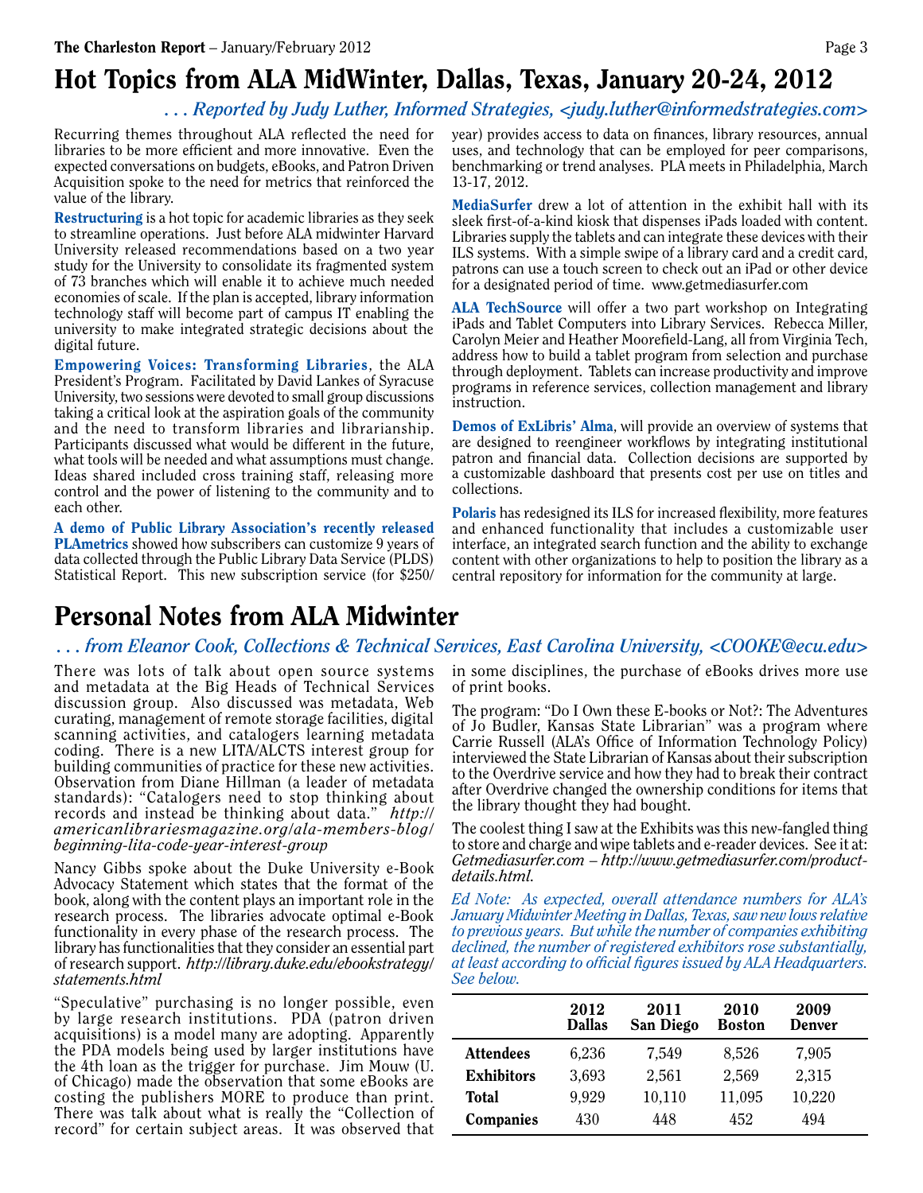# Hot Topics from ALA MidWinter, Dallas, Texas, January 20-24, 2012

*. . . Reported by Judy Luther, Informed Strategies, <judy.luther@informedstrategies.com>*

Recurring themes throughout ALA reflected the need for libraries to be more efficient and more innovative. Even the expected conversations on budgets, eBooks, and Patron Driven Acquisition spoke to the need for metrics that reinforced the value of the library.

**Restructuring** is a hot topic for academic libraries as they seek to streamline operations. Just before ALA midwinter Harvard University released recommendations based on a two year study for the University to consolidate its fragmented system of 73 branches which will enable it to achieve much needed economies of scale. If the plan is accepted, library information technology staff will become part of campus IT enabling the university to make integrated strategic decisions about the digital future.

**Empowering Voices: Transforming Libraries**, the ALA President's Program. Facilitated by David Lankes of Syracuse University, two sessions were devoted to small group discussions taking a critical look at the aspiration goals of the community and the need to transform libraries and librarianship. Participants discussed what would be different in the future, what tools will be needed and what assumptions must change. Ideas shared included cross training staff, releasing more control and the power of listening to the community and to each other.

**A demo of Public Library Association's recently released PLAmetrics** showed how subscribers can customize 9 years of data collected through the Public Library Data Service (PLDS) Statistical Report. This new subscription service (for $250/year) provides access to data on finances, library resources, annual uses, and technology that can be employed for peer comparisons, benchmarking or trend analyses. PLA meets in Philadelphia, March 13-17, 2012.

**MediaSurfer** drew a lot of attention in the exhibit hall with its sleek first-of-a-kind kiosk that dispenses iPads loaded with content. Libraries supply the tablets and can integrate these devices with their ILS systems. With a simple swipe of a library card and a credit card, patrons can use a touch screen to check out an iPad or other device for a designated period of time. www.getmediasurfer.com

**ALA TechSource** will offer a two part workshop on Integrating iPads and Tablet Computers into Library Services. Rebecca Miller, Carolyn Meier and Heather Moorefield-Lang, all from Virginia Tech, address how to build a tablet program from selection and purchase through deployment. Tablets can increase productivity and improve programs in reference services, collection management and library instruction.

**Demos of ExLibris' Alma**, will provide an overview of systems that are designed to reengineer workflows by integrating institutional patron and financial data. Collection decisions are supported by a customizable dashboard that presents cost per use on titles and collections.

**Polaris** has redesigned its ILS for increased flexibility, more features and enhanced functionality that includes a customizable user interface, an integrated search function and the ability to exchange content with other organizations to help to position the library as a central repository for information for the community at large.

# Personal Notes from ALA Midwinter

*. . . from Eleanor Cook, Collections & Technical Services, East Carolina University, <COOKE@ecu.edu>*

There was lots of talk about open source systems and metadata at the Big Heads of Technical Services discussion group. Also discussed was metadata, Web curating, management of remote storage facilities, digital scanning activities, and catalogers learning metadata coding. There is a new LITA/ALCTS interest group for building communities of practice for these new activities. Observation from Diane Hillman (a leader of metadata standards): "Catalogers need to stop thinking about records and instead be thinking about data." *http://americanlibrariesmagazine.org/ala-members-blog/beginning-lita-code-year-interest-group*

Nancy Gibbs spoke about the Duke University e-Book Advocacy Statement which states that the format of the book, along with the content plays an important role in the research process. The libraries advocate optimal e-Book functionality in every phase of the research process. The library has functionalities that they consider an essential part of research support. *http://library.duke.edu/ebookstrategy/statements.html*

"Speculative" purchasing is no longer possible, even by large research institutions. PDA (patron driven acquisitions) is a model many are adopting. Apparently the PDA models being used by larger institutions have the 4th loan as the trigger for purchase. Jim Mouw (U. of Chicago) made the observation that some eBooks are costing the publishers MORE to produce than print. There was talk about what is really the "Collection of record" for certain subject areas. It was observed that in some disciplines, the purchase of eBooks drives more use of print books.

The program: "Do I Own these E-books or Not?: The Adventures of Jo Budler, Kansas State Librarian" was a program where Carrie Russell (ALA's Office of Information Technology Policy) interviewed the State Librarian of Kansas about their subscription to the Overdrive service and how they had to break their contract after Overdrive changed the ownership conditions for items that the library thought they had bought.

The coolest thing I saw at the Exhibits was this new-fangled thing to store and charge and wipe tablets and e-reader devices. See it at: *Getmediasurfer.com – http://www.getmediasurfer.com/product-details.html.*

*Ed Note: As expected, overall attendance numbers for ALA's January Midwinter Meeting in Dallas, Texas, saw new lows relative to previous years. But while the number of companies exhibiting declined, the number of registered exhibitors rose substantially, at least according to official figures issued by ALA Headquarters. See below.*

| | 2012 Dallas | 2011 San Diego | 2010 Boston | 2009 Denver |
|---|---|---|---|---|
| **Attendees** | 6,236 | 7,549 | 8,526 | 7,905 |
| **Exhibitors** | 3,693 | 2,561 | 2,569 | 2,315 |
| **Total** | 9,929 | 10,110 | 11,095 | 10,220 |
| **Companies** | 430 | 448 | 452 | 494 |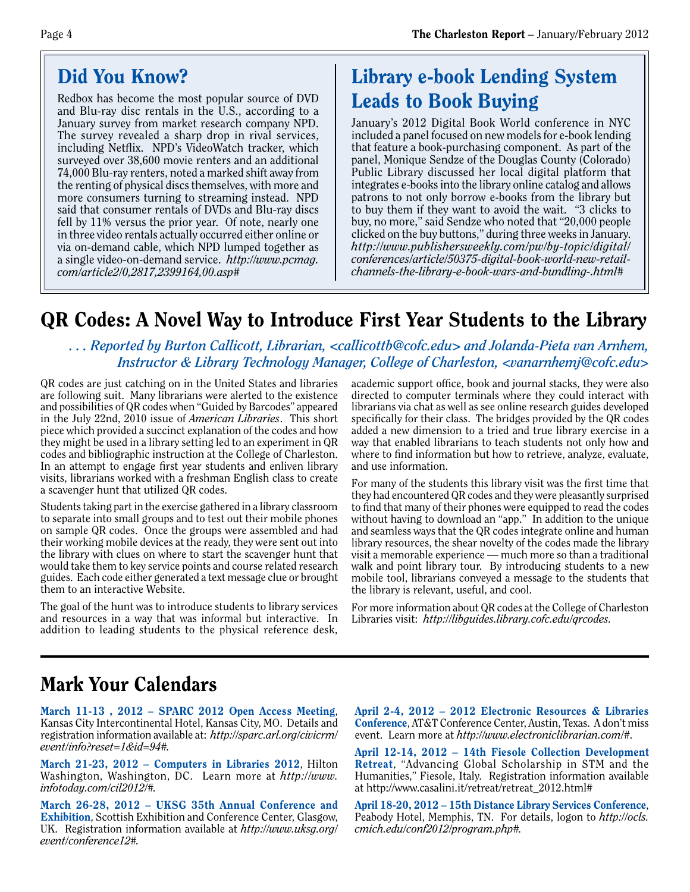## Did You Know?

Redbox has become the most popular source of DVD and Blu-ray disc rentals in the U.S., according to a January survey from market research company NPD. The survey revealed a sharp drop in rival services, including Netflix. NPD's VideoWatch tracker, which surveyed over 38,600 movie renters and an additional 74,000 Blu-ray renters, noted a marked shift away from the renting of physical discs themselves, with more and more consumers turning to streaming instead. NPD said that consumer rentals of DVDs and Blu-ray discs fell by 11% versus the prior year. Of note, nearly one in three video rentals actually occurred either online or via on-demand cable, which NPD lumped together as a single video-on-demand service. *http://www.pcmag.com/article2/0,2817,2399164,00.asp#*

## Library e-book Lending System Leads to Book Buying

January's 2012 Digital Book World conference in NYC included a panel focused on new models for e-book lending that feature a book-purchasing component. As part of the panel, Monique Sendze of the Douglas County (Colorado) Public Library discussed her local digital platform that integrates e-books into the library online catalog and allows patrons to not only borrow e-books from the library but to buy them if they want to avoid the wait. "3 clicks to buy, no more," said Sendze who noted that "20,000 people clicked on the buy buttons," during three weeks in January. *http://www.publishersweekly.com/pw/by-topic/digital/conferences/article/50375-digital-book-world-new-retail-channels-the-library-e-book-wars-and-bundling-.html#*

# QR Codes: A Novel Way to Introduce First Year Students to the Library

*. . . Reported by Burton Callicott, Librarian, <callicottb@cofc.edu> and Jolanda-Pieta van Arnhem, Instructor & Library Technology Manager, College of Charleston, <vanarnhemj@cofc.edu>*

QR codes are just catching on in the United States and libraries are following suit. Many librarians were alerted to the existence and possibilities of QR codes when "Guided by Barcodes" appeared in the July 22nd, 2010 issue of *American Libraries*. This short piece which provided a succinct explanation of the codes and how they might be used in a library setting led to an experiment in QR codes and bibliographic instruction at the College of Charleston. In an attempt to engage first year students and enliven library visits, librarians worked with a freshman English class to create a scavenger hunt that utilized QR codes.

Students taking part in the exercise gathered in a library classroom to separate into small groups and to test out their mobile phones on sample QR codes. Once the groups were assembled and had their working mobile devices at the ready, they were sent out into the library with clues on where to start the scavenger hunt that would take them to key service points and course related research guides. Each code either generated a text message clue or brought them to an interactive Website.

The goal of the hunt was to introduce students to library services and resources in a way that was informal but interactive. In addition to leading students to the physical reference desk, academic support office, book and journal stacks, they were also directed to computer terminals where they could interact with librarians via chat as well as see online research guides developed specifically for their class. The bridges provided by the QR codes added a new dimension to a tried and true library exercise in a way that enabled librarians to teach students not only how and where to find information but how to retrieve, analyze, evaluate, and use information.

For many of the students this library visit was the first time that they had encountered QR codes and they were pleasantly surprised to find that many of their phones were equipped to read the codes without having to download an "app." In addition to the unique and seamless ways that the QR codes integrate online and human library resources, the shear novelty of the codes made the library visit a memorable experience — much more so than a traditional walk and point library tour. By introducing students to a new mobile tool, librarians conveyed a message to the students that the library is relevant, useful, and cool.

For more information about QR codes at the College of Charleston Libraries visit: *http://libguides.library.cofc.edu/qrcodes.*

# Mark Your Calendars

**March 11-13 , 2012 – SPARC 2012 Open Access Meeting**, Kansas City Intercontinental Hotel, Kansas City, MO. Details and registration information available at: *http://sparc.arl.org/civicrm/event/info?reset=1&id=94#.*

**March 21-23, 2012 – Computers in Libraries 2012**, Hilton Washington, Washington, DC. Learn more at *http://www.infotoday.com/cil2012/#.*

**March 26-28, 2012 – UKSG 35th Annual Conference and Exhibition**, Scottish Exhibition and Conference Center, Glasgow, UK. Registration information available at *http://www.uksg.org/event/conference12#.*

**April 2-4, 2012 – 2012 Electronic Resources & Libraries Conference**, AT&T Conference Center, Austin, Texas. A don't miss event. Learn more at *http://www.electroniclibrarian.com/#.*

**April 12-14, 2012 – 14th Fiesole Collection Development Retreat**, "Advancing Global Scholarship in STM and the Humanities," Fiesole, Italy. Registration information available at http://www.casalini.it/retreat/retreat_2012.html#

**April 18-20, 2012 – 15th Distance Library Services Conference**, Peabody Hotel, Memphis, TN. For details, logon to *http://ocls.cmich.edu/conf2012/program.php#.*